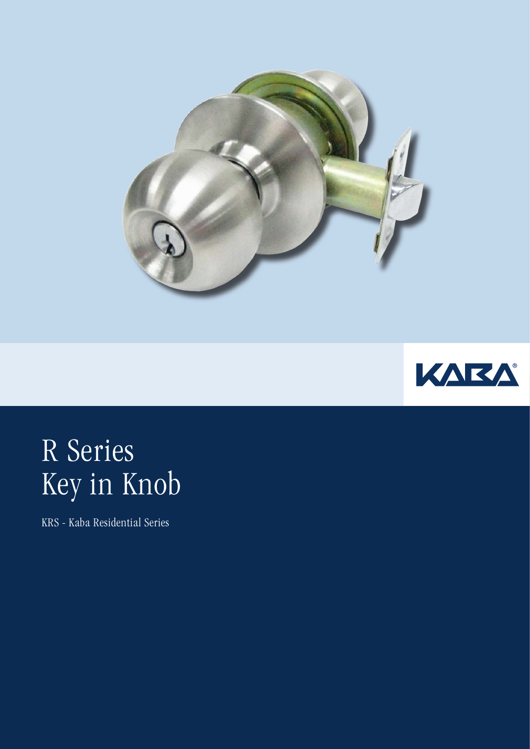KABA®

# R Series
# Key in Knob

KRS - Kaba Residential Series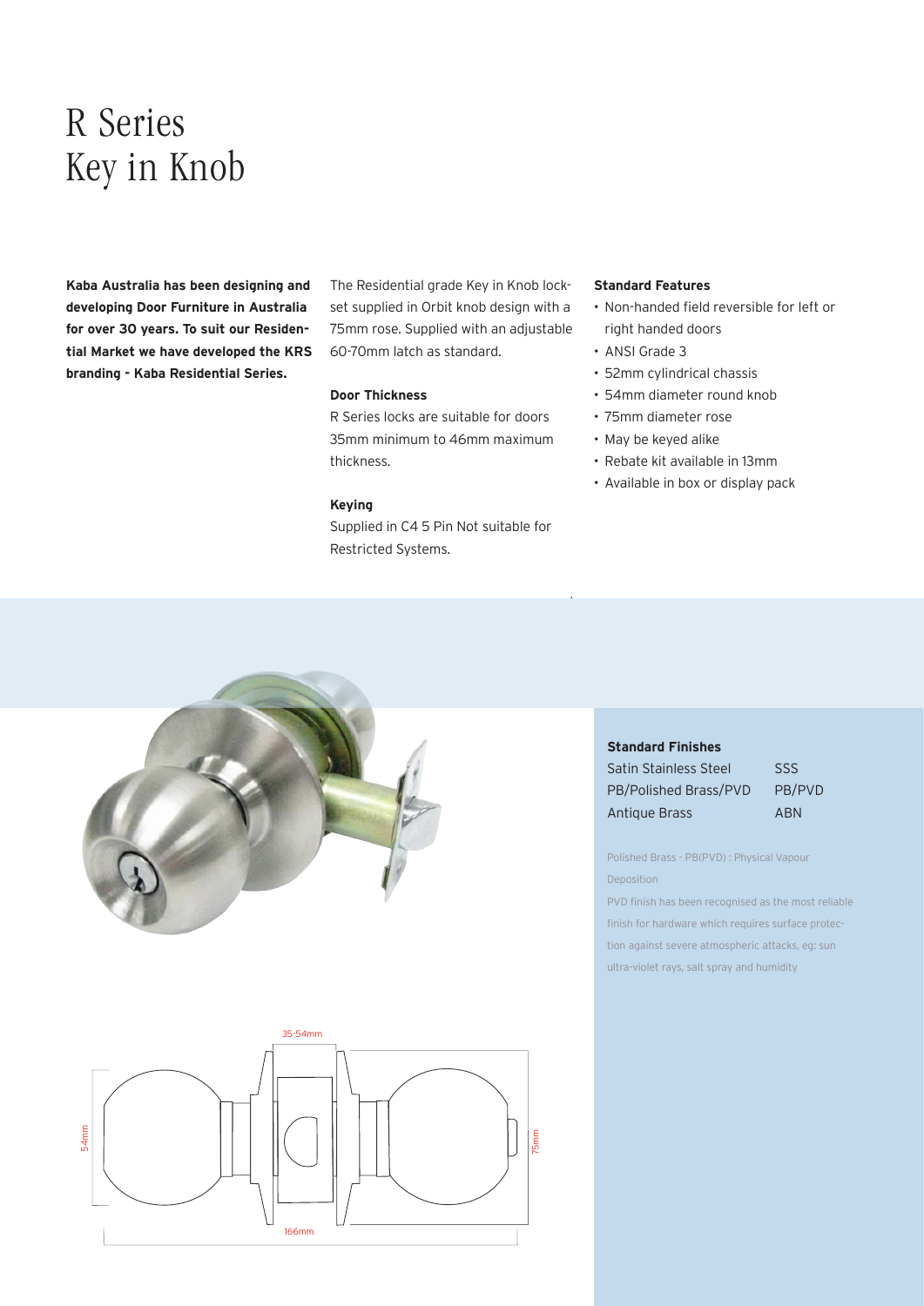# R Series
# Key in Knob

**Kaba Australia has been designing and developing Door Furniture in Australia for over 30 years. To suit our Residential Market we have developed the KRS branding - Kaba Residential Series.**

The Residential grade Key in Knob lockset supplied in Orbit knob design with a 75mm rose. Supplied with an adjustable 60-70mm latch as standard.

**Door Thickness**

R Series locks are suitable for doors 35mm minimum to 46mm maximum thickness.

**Keying**

Supplied in C4 5 Pin Not suitable for Restricted Systems.

**Standard Features**

- Non-handed field reversible for left or right handed doors
- ANSI Grade 3
- 52mm cylindrical chassis
- 54mm diameter round knob
- 75mm diameter rose
- May be keyed alike
- Rebate kit available in 13mm
- Available in box or display pack

**Standard Finishes**

| | |
|---|---|
| Satin Stainless Steel | SSS |
| PB/Polished Brass/PVD | PB/PVD |
| Antique Brass | ABN |

Polished Brass - PB(PVD) : Physical Vapour Deposition

PVD finish has been recognised as the most reliable finish for hardware which requires surface protection against severe atmospheric attacks, eg: sun ultra-violet rays, salt spray and humidity

35-54mm

54mm

75mm

166mm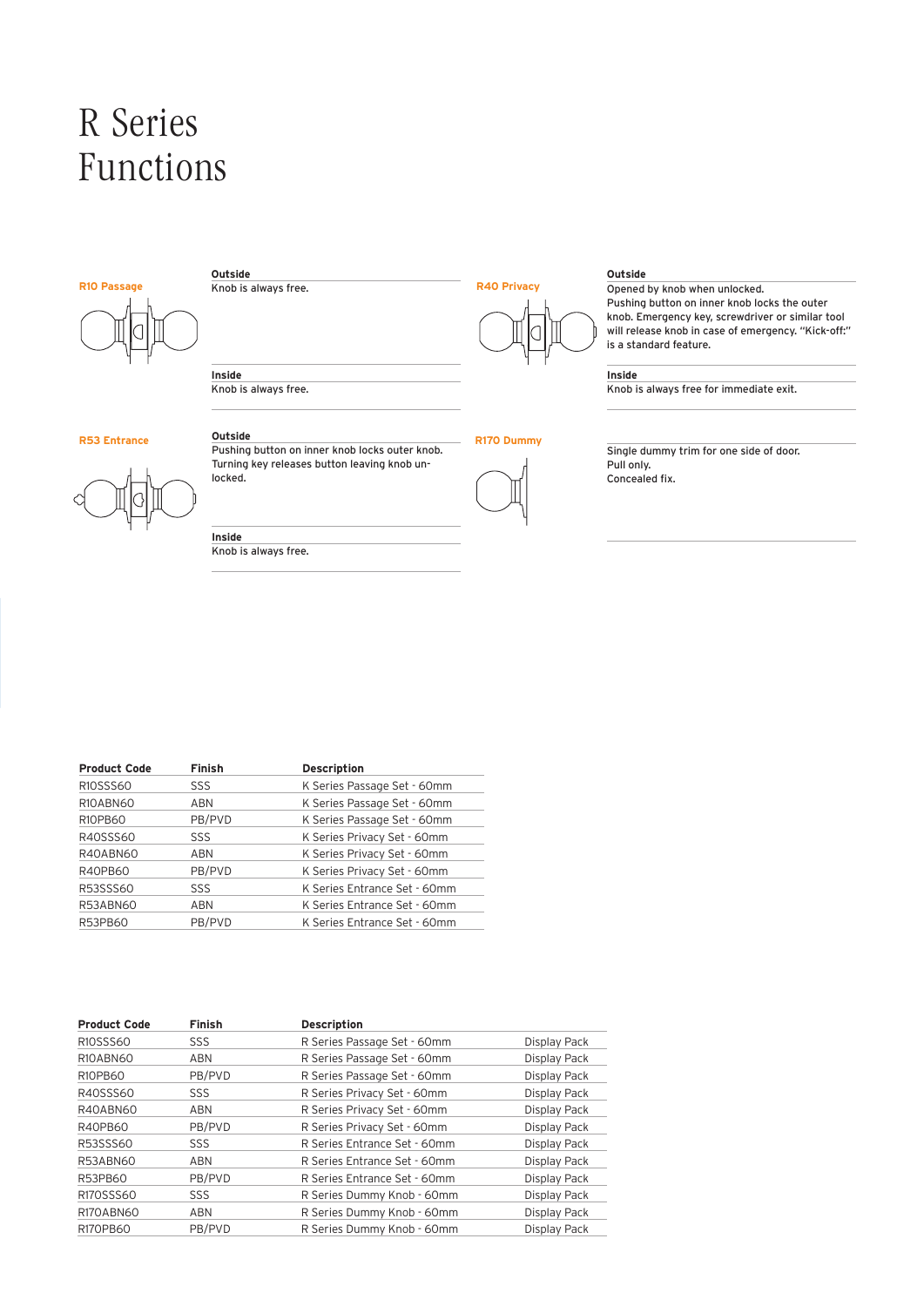# R Series Functions

### R10 Passage

**Outside**
Knob is always free.

**Inside**
Knob is always free.

### R40 Privacy

**Outside**
Opened by knob when unlocked.
Pushing button on inner knob locks the outer knob. Emergency key, screwdriver or similar tool will release knob in case of emergency. "Kick-off:" is a standard feature.

**Inside**
Knob is always free for immediate exit.

### R53 Entrance

**Outside**
Pushing button on inner knob locks outer knob. Turning key releases button leaving knob un-locked.

**Inside**
Knob is always free.

### R170 Dummy

Single dummy trim for one side of door.
Pull only.
Concealed fix.

| Product Code | Finish | Description |
|---|---|---|
| R10SSS60 | SSS | K Series Passage Set - 60mm |
| R10ABN60 | ABN | K Series Passage Set - 60mm |
| R10PB60 | PB/PVD | K Series Passage Set - 60mm |
| R40SSS60 | SSS | K Series Privacy Set - 60mm |
| R40ABN60 | ABN | K Series Privacy Set - 60mm |
| R40PB60 | PB/PVD | K Series Privacy Set - 60mm |
| R53SSS60 | SSS | K Series Entrance Set - 60mm |
| R53ABN60 | ABN | K Series Entrance Set - 60mm |
| R53PB60 | PB/PVD | K Series Entrance Set - 60mm |

| Product Code | Finish | Description | |
|---|---|---|---|
| R10SSS60 | SSS | R Series Passage Set - 60mm | Display Pack |
| R10ABN60 | ABN | R Series Passage Set - 60mm | Display Pack |
| R10PB60 | PB/PVD | R Series Passage Set - 60mm | Display Pack |
| R40SSS60 | SSS | R Series Privacy Set - 60mm | Display Pack |
| R40ABN60 | ABN | R Series Privacy Set - 60mm | Display Pack |
| R40PB60 | PB/PVD | R Series Privacy Set - 60mm | Display Pack |
| R53SSS60 | SSS | R Series Entrance Set - 60mm | Display Pack |
| R53ABN60 | ABN | R Series Entrance Set - 60mm | Display Pack |
| R53PB60 | PB/PVD | R Series Entrance Set - 60mm | Display Pack |
| R170SSS60 | SSS | R Series Dummy Knob - 60mm | Display Pack |
| R170ABN60 | ABN | R Series Dummy Knob - 60mm | Display Pack |
| R170PB60 | PB/PVD | R Series Dummy Knob - 60mm | Display Pack |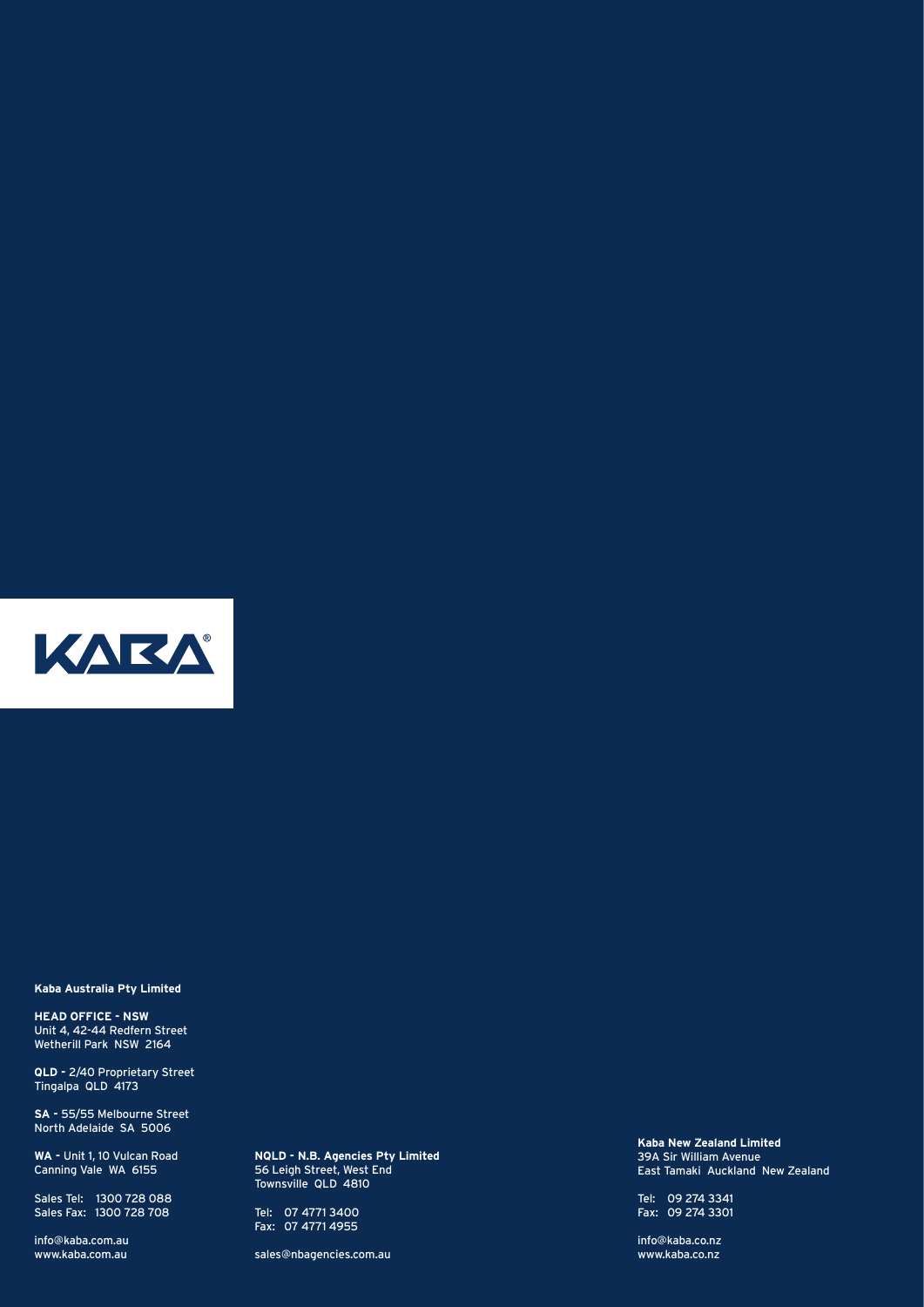KABA®

**Kaba Australia Pty Limited**

**HEAD OFFICE - NSW**
Unit 4, 42-44 Redfern Street
Wetherill Park NSW 2164

**QLD -** 2/40 Proprietary Street
Tingalpa QLD 4173

**SA -** 55/55 Melbourne Street
North Adelaide SA 5006

**WA -** Unit 1, 10 Vulcan Road
Canning Vale WA 6155

Sales Tel: 1300 728 088
Sales Fax: 1300 728 708

info@kaba.com.au
www.kaba.com.au

**NQLD - N.B. Agencies Pty Limited**
56 Leigh Street, West End
Townsville QLD 4810

Tel: 07 4771 3400
Fax: 07 4771 4955

sales@nbagencies.com.au

**Kaba New Zealand Limited**
39A Sir William Avenue
East Tamaki Auckland New Zealand

Tel: 09 274 3341
Fax: 09 274 3301

info@kaba.co.nz
www.kaba.co.nz